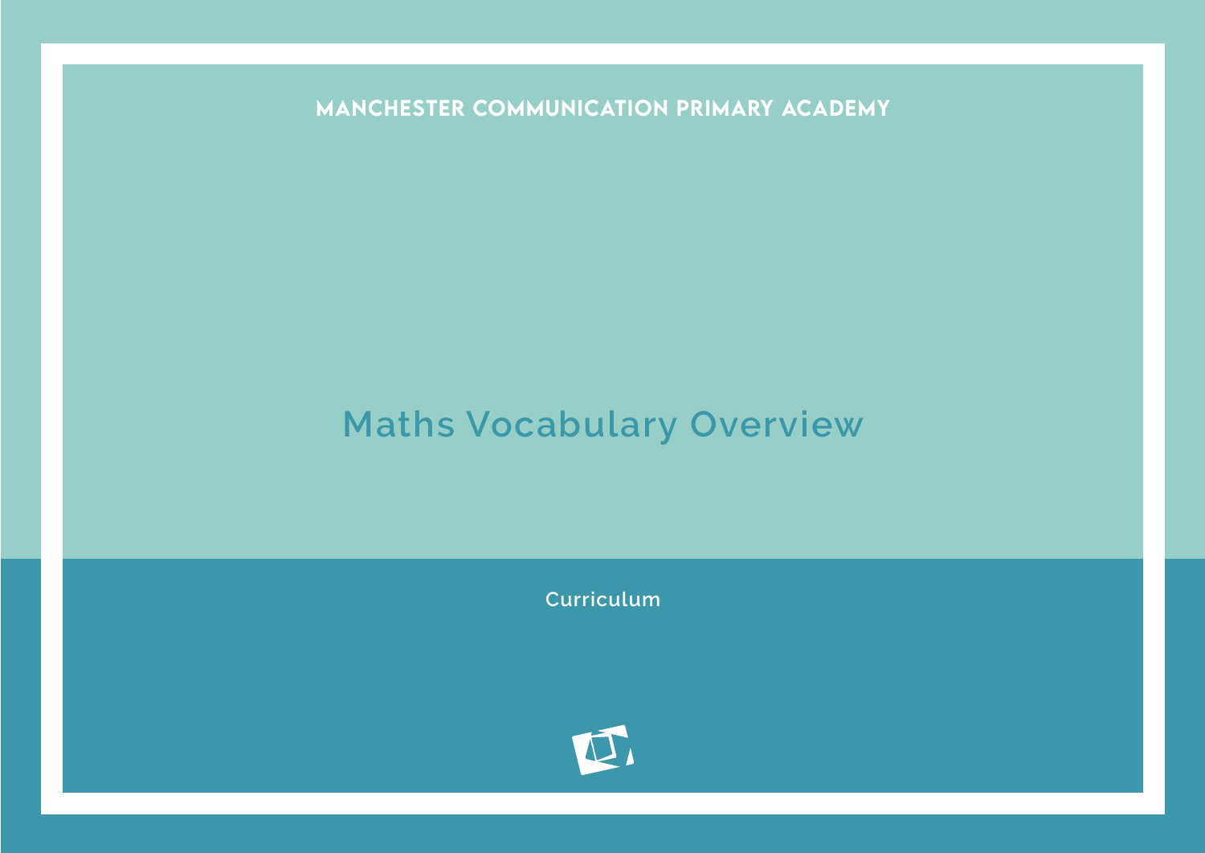MANCHESTER COMMUNICATION PRIMARY ACADEMY

# Maths Vocabulary Overview

Curriculum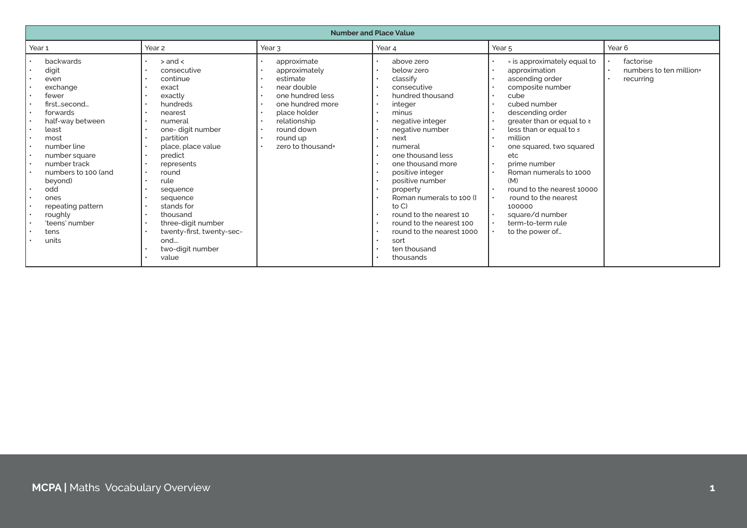| Number and Place Value | | | | | |
|---|---|---|---|---|---|
| Year 1 | Year 2 | Year 3 | Year 4 | Year 5 | Year 6 |
| • backwards<br>• digit<br>• even<br>• exchange<br>• fewer<br>• first…second…<br>• forwards<br>• half-way between<br>• least<br>• most<br>• number line<br>• number square<br>• number track<br>• numbers to 100 (and beyond)<br>• odd<br>• ones<br>• repeating pattern<br>• roughly<br>• 'teens' number<br>• tens<br>• units | • > and <<br>• consecutive<br>• continue<br>• exact<br>• exactly<br>• hundreds<br>• nearest<br>• numeral<br>• one- digit number<br>• partition<br>• place, place value<br>• predict<br>• represents<br>• round<br>• rule<br>• sequence<br>• sequence<br>• stands for<br>• thousand<br>• three-digit number<br>• twenty-first, twenty-second….<br>• two-digit number<br>• value | • approximate<br>• approximately<br>• estimate<br>• near double<br>• one hundred less<br>• one hundred more<br>• place holder<br>• relationship<br>• round down<br>• round up<br>• zero to thousand+ | • above zero<br>• below zero<br>• classify<br>• consecutive<br>• hundred thousand<br>• integer<br>• minus<br>• negative integer<br>• negative number<br>• next<br>• numeral<br>• one thousand less<br>• one thousand more<br>• positive integer<br>• positive number<br>• property<br>• Roman numerals to 100 (I to C)<br>• round to the nearest 10<br>• round to the nearest 100<br>• round to the nearest 1000<br>• sort<br>• ten thousand<br>• thousands | • ≈ is approximately equal to<br>• approximation<br>• ascending order<br>• composite number<br>• cube<br>• cubed number<br>• descending order<br>• greater than or equal to ≥<br>• less than or equal to ≤<br>• million<br>• one squared, two squared etc<br>• prime number<br>• Roman numerals to 1000 (M)<br>• round to the nearest 10000<br>• round to the nearest 100000<br>• square/d number<br>• term-to-term rule<br>• to the power of… | • factorise<br>• numbers to ten million+<br>• recurring |

**MCPA |** Maths Vocabulary Overview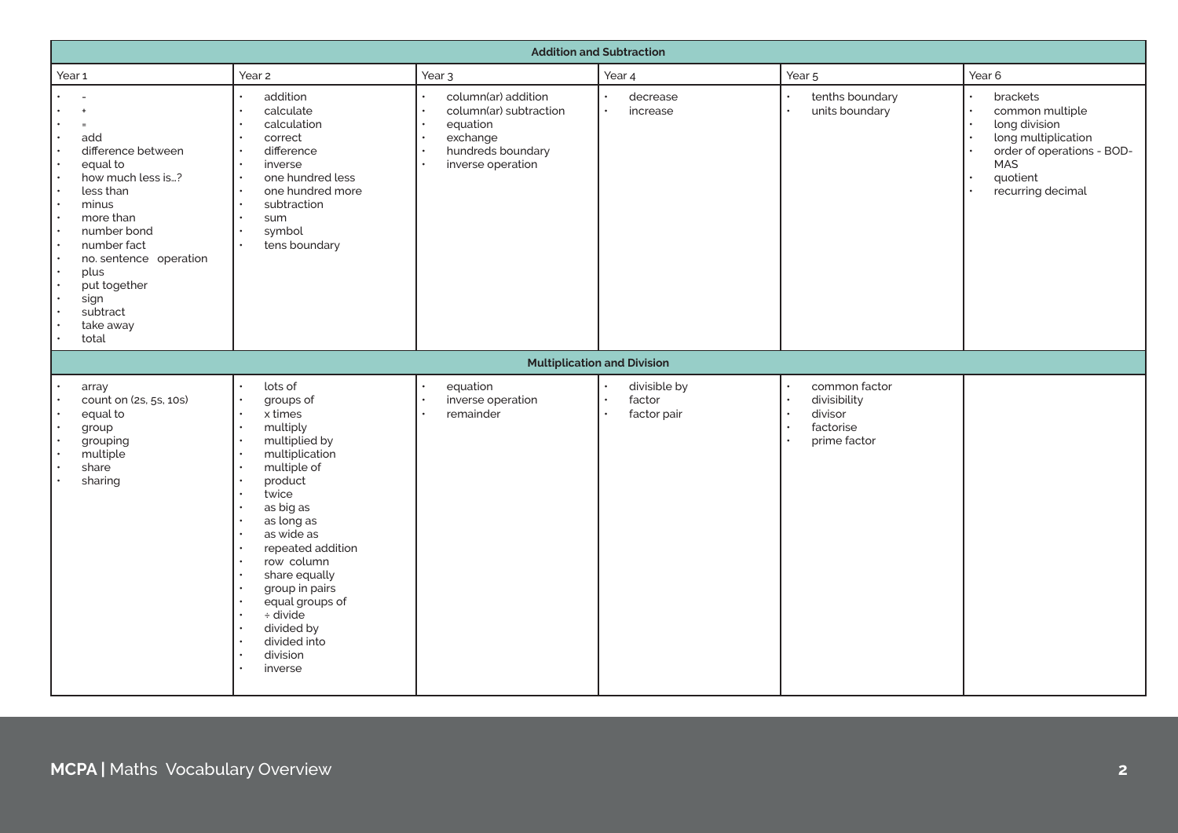| Addition and Subtraction | | | | | |
|---|---|---|---|---|---|
| Year 1 | Year 2 | Year 3 | Year 4 | Year 5 | Year 6 |
| • -<br>• +<br>• =<br>• add<br>• difference between<br>• equal to<br>• how much less is…?<br>• less than<br>• minus<br>• more than<br>• number bond<br>• number fact<br>• no. sentence operation<br>• plus<br>• put together<br>• sign<br>• subtract<br>• take away<br>• total | • addition<br>• calculate<br>• calculation<br>• correct<br>• difference<br>• inverse<br>• one hundred less<br>• one hundred more<br>• subtraction<br>• sum<br>• symbol<br>• tens boundary | • column(ar) addition<br>• column(ar) subtraction<br>• equation<br>• exchange<br>• hundreds boundary<br>• inverse operation | • decrease<br>• increase | • tenths boundary<br>• units boundary | • brackets<br>• common multiple<br>• long division<br>• long multiplication<br>• order of operations - BODMAS<br>• quotient<br>• recurring decimal |
| **Multiplication and Division** | | | | | |
| • array<br>• count on (2s, 5s, 10s)<br>• equal to<br>• group<br>• grouping<br>• multiple<br>• share<br>• sharing | • lots of<br>• groups of<br>• x times<br>• multiply<br>• multiplied by<br>• multiplication<br>• multiple of<br>• product<br>• twice<br>• as big as<br>• as long as<br>• as wide as<br>• repeated addition<br>• row column<br>• share equally<br>• group in pairs<br>• equal groups of<br>• ÷ divide<br>• divided by<br>• divided into<br>• division<br>• inverse | • equation<br>• inverse operation<br>• remainder | • divisible by<br>• factor<br>• factor pair | • common factor<br>• divisibility<br>• divisor<br>• factorise<br>• prime factor | |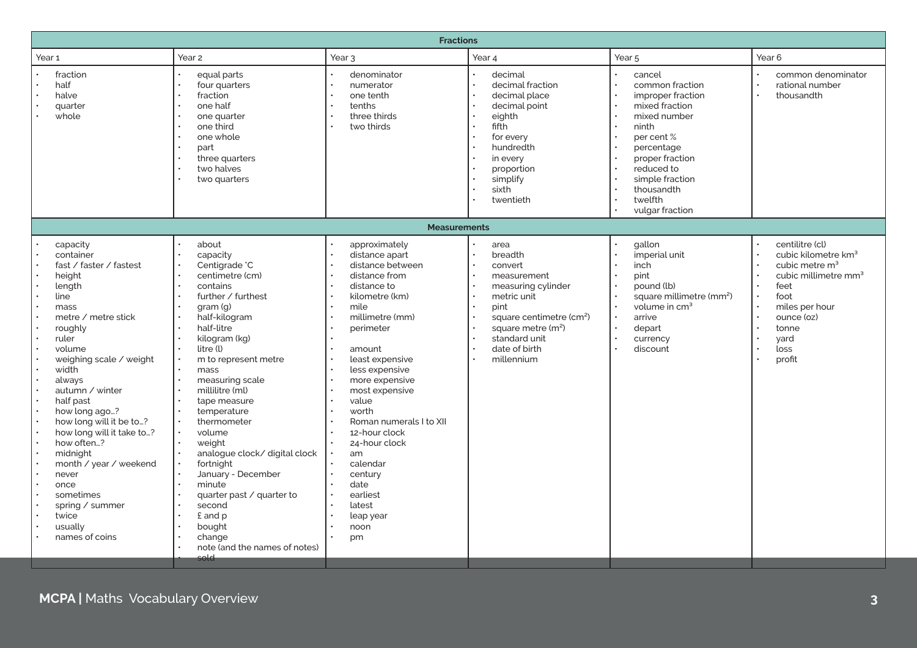## Fractions

| Year 1 | Year 2 | Year 3 | Year 4 | Year 5 | Year 6 |
|---|---|---|---|---|---|
| • fraction<br>• half<br>• halve<br>• quarter<br>• whole | • equal parts<br>• four quarters<br>• fraction<br>• one half<br>• one quarter<br>• one third<br>• one whole<br>• part<br>• three quarters<br>• two halves<br>• two quarters | • denominator<br>• numerator<br>• one tenth<br>• tenths<br>• three thirds<br>• two thirds | • decimal<br>• decimal fraction<br>• decimal place<br>• decimal point<br>• eighth<br>• fifth<br>• for every<br>• hundredth<br>• in every<br>• proportion<br>• simplify<br>• sixth<br>• twentieth | • cancel<br>• common fraction<br>• improper fraction<br>• mixed fraction<br>• mixed number<br>• ninth<br>• per cent %<br>• percentage<br>• proper fraction<br>• reduced to<br>• simple fraction<br>• thousandth<br>• twelfth<br>• vulgar fraction | • common denominator<br>• rational number<br>• thousandth |

## Measurements

| Year 1 | Year 2 | Year 3 | Year 4 | Year 5 | Year 6 |
|---|---|---|---|---|---|
| • capacity<br>• container<br>• fast / faster / fastest<br>• height<br>• length<br>• line<br>• mass<br>• metre / metre stick<br>• roughly<br>• ruler<br>• volume<br>• weighing scale / weight<br>• width<br>• always<br>• autumn / winter<br>• half past<br>• how long ago…?<br>• how long will it be to…?<br>• how long will it take to…?<br>• how often…?<br>• midnight<br>• month / year / weekend<br>• never<br>• once<br>• sometimes<br>• spring / summer<br>• twice<br>• usually<br>• names of coins | • about<br>• capacity<br>• Centigrade °C<br>• centimetre (cm)<br>• contains<br>• further / furthest<br>• gram (g)<br>• half-kilogram<br>• half-litre<br>• kilogram (kg)<br>• litre (l)<br>• m to represent metre<br>• mass<br>• measuring scale<br>• millilitre (ml)<br>• tape measure<br>• temperature<br>• thermometer<br>• volume<br>• weight<br>• analogue clock/ digital clock<br>• fortnight<br>• January - December<br>• minute<br>• quarter past / quarter to<br>• second<br>• £ and p<br>• bought<br>• change<br>• note (and the names of notes)<br>• sold | • approximately<br>• distance apart<br>• distance between<br>• distance from<br>• distance to<br>• kilometre (km)<br>• mile<br>• millimetre (mm)<br>• perimeter<br>•<br>• amount<br>• least expensive<br>• less expensive<br>• more expensive<br>• most expensive<br>• value<br>• worth<br>• Roman numerals I to XII<br>• 12-hour clock<br>• 24-hour clock<br>• am<br>• calendar<br>• century<br>• date<br>• earliest<br>• latest<br>• leap year<br>• noon<br>• pm | • area<br>• breadth<br>• convert<br>• measurement<br>• measuring cylinder<br>• metric unit<br>• pint<br>• square centimetre ($cm^2$)<br>• square metre ($m^2$)<br>• standard unit<br>• date of birth<br>• millennium | • gallon<br>• imperial unit<br>• inch<br>• pint<br>• pound (lb)<br>• square millimetre ($mm^2$)<br>• volume in $cm^3$<br>• arrive<br>• depart<br>• currency<br>• discount | • centilitre (cl)<br>• cubic kilometre $km^3$<br>• cubic metre $m^3$<br>• cubic millimetre $mm^3$<br>• feet<br>• foot<br>• miles per hour<br>• ounce (oz)<br>• tonne<br>• yard<br>• loss<br>• profit |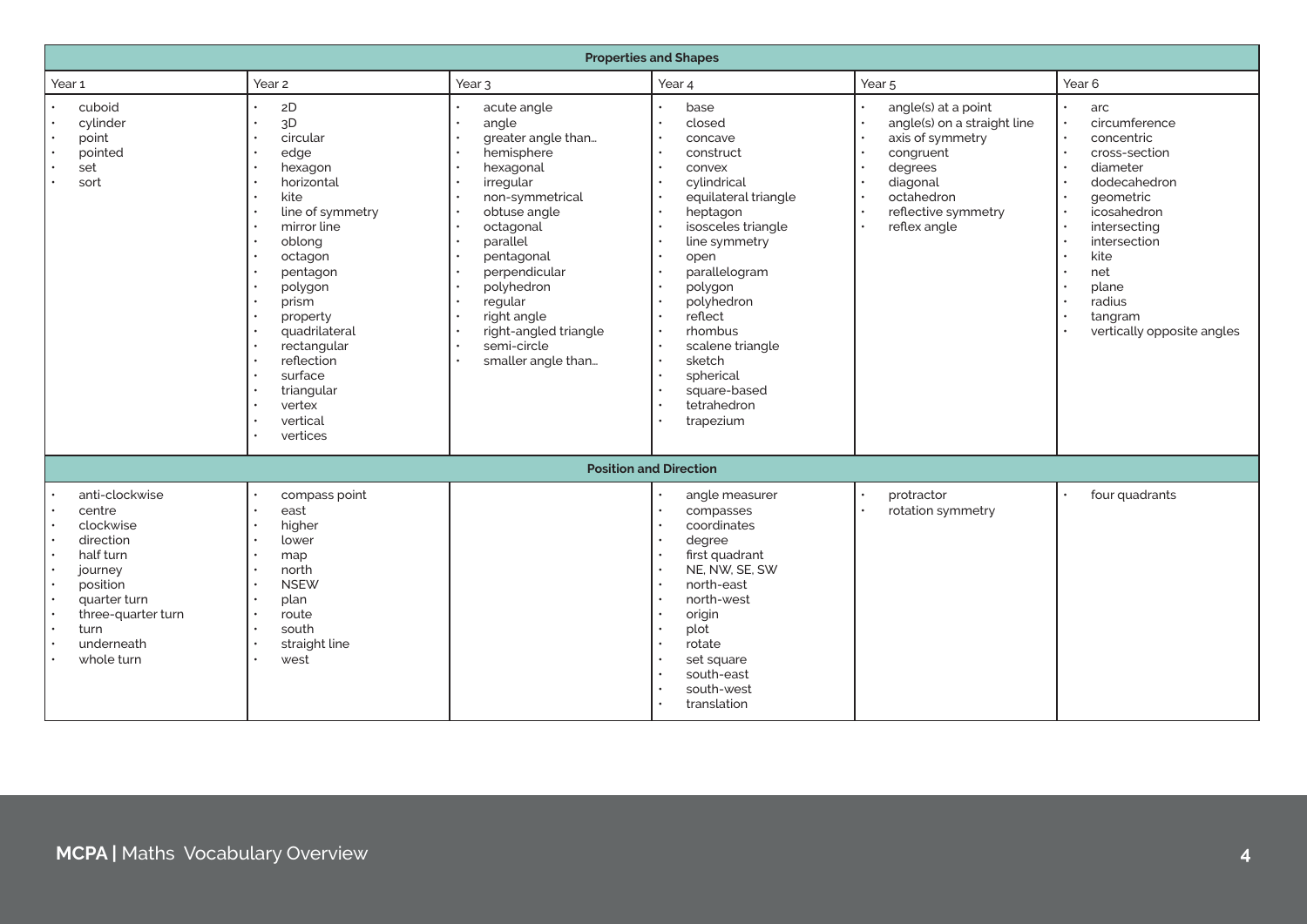## Properties and Shapes

| Year 1 | Year 2 | Year 3 | Year 4 | Year 5 | Year 6 |
|---|---|---|---|---|---|
| • cuboid<br>• cylinder<br>• point<br>• pointed<br>• set<br>• sort | • 2D<br>• 3D<br>• circular<br>• edge<br>• hexagon<br>• horizontal<br>• kite<br>• line of symmetry<br>• mirror line<br>• oblong<br>• octagon<br>• pentagon<br>• polygon<br>• prism<br>• property<br>• quadrilateral<br>• rectangular<br>• reflection<br>• surface<br>• triangular<br>• vertex<br>• vertical<br>• vertices | • acute angle<br>• angle<br>• greater angle than...<br>• hemisphere<br>• hexagonal<br>• irregular<br>• non-symmetrical<br>• obtuse angle<br>• octagonal<br>• parallel<br>• pentagonal<br>• perpendicular<br>• polyhedron<br>• regular<br>• right angle<br>• right-angled triangle<br>• semi-circle<br>• smaller angle than... | • base<br>• closed<br>• concave<br>• construct<br>• convex<br>• cylindrical<br>• equilateral triangle<br>• heptagon<br>• isosceles triangle<br>• line symmetry<br>• open<br>• parallelogram<br>• polygon<br>• polyhedron<br>• reflect<br>• rhombus<br>• scalene triangle<br>• sketch<br>• spherical<br>• square-based<br>• tetrahedron<br>• trapezium | • angle(s) at a point<br>• angle(s) on a straight line<br>• axis of symmetry<br>• congruent<br>• degrees<br>• diagonal<br>• octahedron<br>• reflective symmetry<br>• reflex angle | • arc<br>• circumference<br>• concentric<br>• cross-section<br>• diameter<br>• dodecahedron<br>• geometric<br>• icosahedron<br>• intersecting<br>• intersection<br>• kite<br>• net<br>• plane<br>• radius<br>• tangram<br>• vertically opposite angles |

## Position and Direction

| Year 1 | Year 2 | Year 3 | Year 4 | Year 5 | Year 6 |
|---|---|---|---|---|---|
| • anti-clockwise<br>• centre<br>• clockwise<br>• direction<br>• half turn<br>• journey<br>• position<br>• quarter turn<br>• three-quarter turn<br>• turn<br>• underneath<br>• whole turn | • compass point<br>• east<br>• higher<br>• lower<br>• map<br>• north<br>• NSEW<br>• plan<br>• route<br>• south<br>• straight line<br>• west | | • angle measurer<br>• compasses<br>• coordinates<br>• degree<br>• first quadrant<br>• NE, NW, SE, SW<br>• north-east<br>• north-west<br>• origin<br>• plot<br>• rotate<br>• set square<br>• south-east<br>• south-west<br>• translation | • protractor<br>• rotation symmetry | • four quadrants |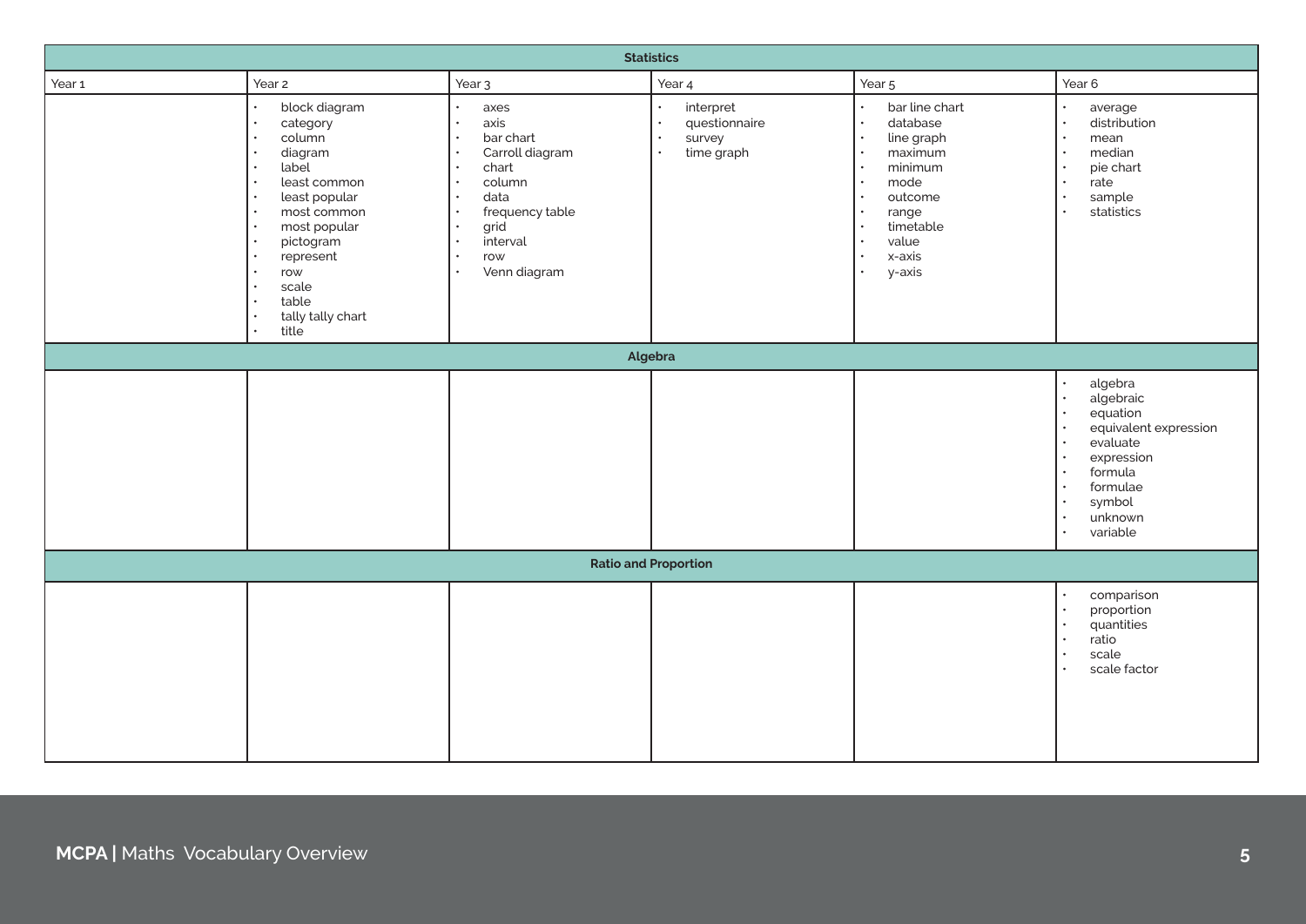| Statistics | | | | | |
|---|---|---|---|---|---|
| Year 1 | Year 2 | Year 3 | Year 4 | Year 5 | Year 6 |
| | • block diagram<br>• category<br>• column<br>• diagram<br>• label<br>• least common<br>• least popular<br>• most common<br>• most popular<br>• pictogram<br>• represent<br>• row<br>• scale<br>• table<br>• tally tally chart<br>• title | • axes<br>• axis<br>• bar chart<br>• Carroll diagram<br>• chart<br>• column<br>• data<br>• frequency table<br>• grid<br>• interval<br>• row<br>• Venn diagram | • interpret<br>• questionnaire<br>• survey<br>• time graph | • bar line chart<br>• database<br>• line graph<br>• maximum<br>• minimum<br>• mode<br>• outcome<br>• range<br>• timetable<br>• value<br>• x-axis<br>• y-axis | • average<br>• distribution<br>• mean<br>• median<br>• pie chart<br>• rate<br>• sample<br>• statistics |
| **Algebra** | | | | | |
| | | | | | • algebra<br>• algebraic<br>• equation<br>• equivalent expression<br>• evaluate<br>• expression<br>• formula<br>• formulae<br>• symbol<br>• unknown<br>• variable |
| **Ratio and Proportion** | | | | | |
| | | | | | • comparison<br>• proportion<br>• quantities<br>• ratio<br>• scale<br>• scale factor |

**MCPA |** Maths Vocabulary Overview